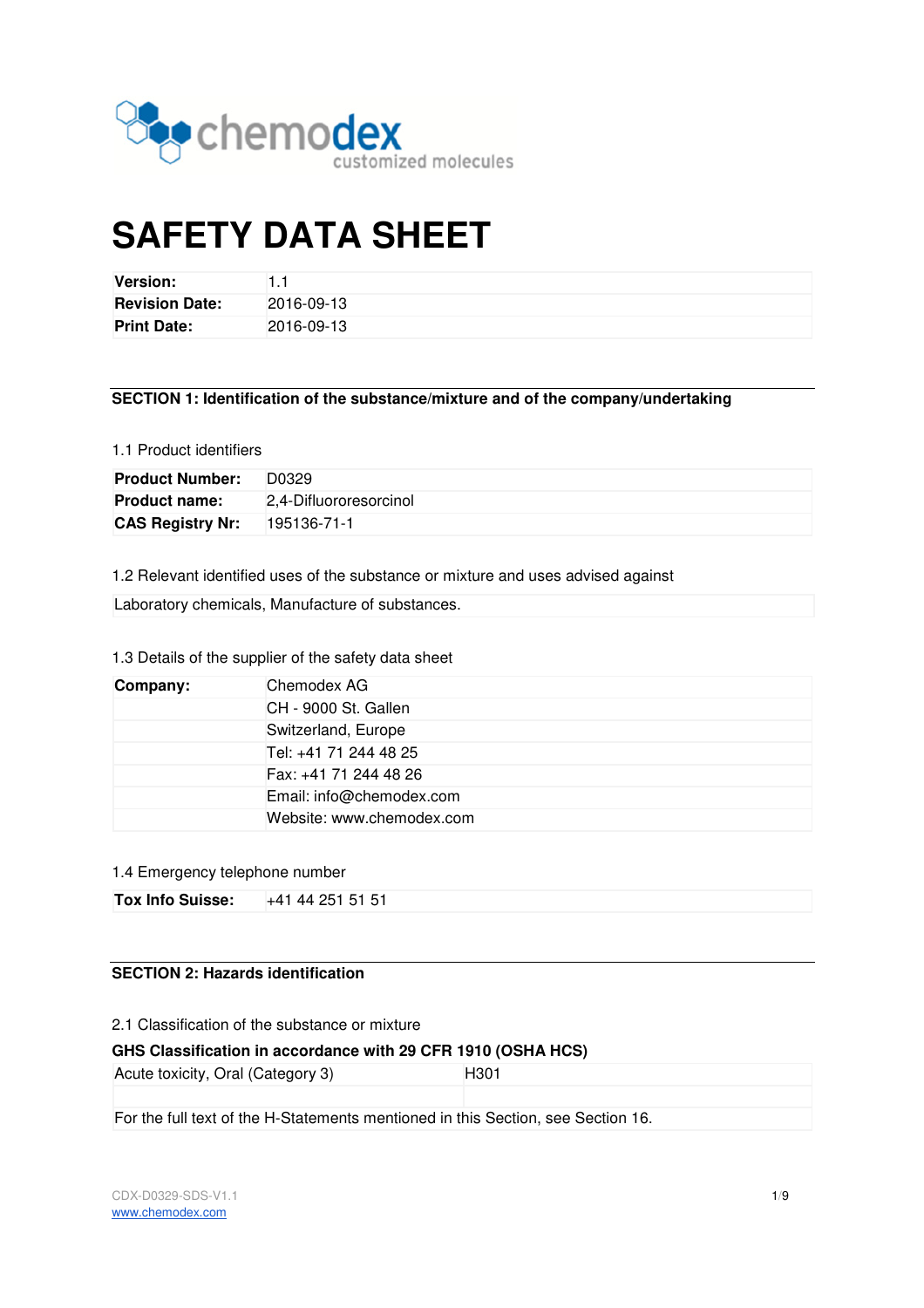chemodex
customized molecules

# SAFETY DATA SHEET

| Version: | 1.1 |
|---|---|
| Revision Date: | 2016-09-13 |
| Print Date: | 2016-09-13 |

## SECTION 1: Identification of the substance/mixture and of the company/undertaking

1.1 Product identifiers

| Product Number: | D0329 |
|---|---|
| Product name: | 2,4-Difluororesorcinol |
| CAS Registry Nr: | 195136-71-1 |

1.2 Relevant identified uses of the substance or mixture and uses advised against

Laboratory chemicals, Manufacture of substances.

1.3 Details of the supplier of the safety data sheet

| Company: | Chemodex AG |
|---|---|
| | CH - 9000 St. Gallen |
| | Switzerland, Europe |
| | Tel: +41 71 244 48 25 |
| | Fax: +41 71 244 48 26 |
| | Email: info@chemodex.com |
| | Website: www.chemodex.com |

1.4 Emergency telephone number

| Tox Info Suisse: | +41 44 251 51 51 |
|---|---|

## SECTION 2: Hazards identification

2.1 Classification of the substance or mixture

**GHS Classification in accordance with 29 CFR 1910 (OSHA HCS)**

| Acute toxicity, Oral (Category 3) | H301 |
|---|---|
| | |

For the full text of the H-Statements mentioned in this Section, see Section 16.

CDX-D0329-SDS-V1.1
www.chemodex.com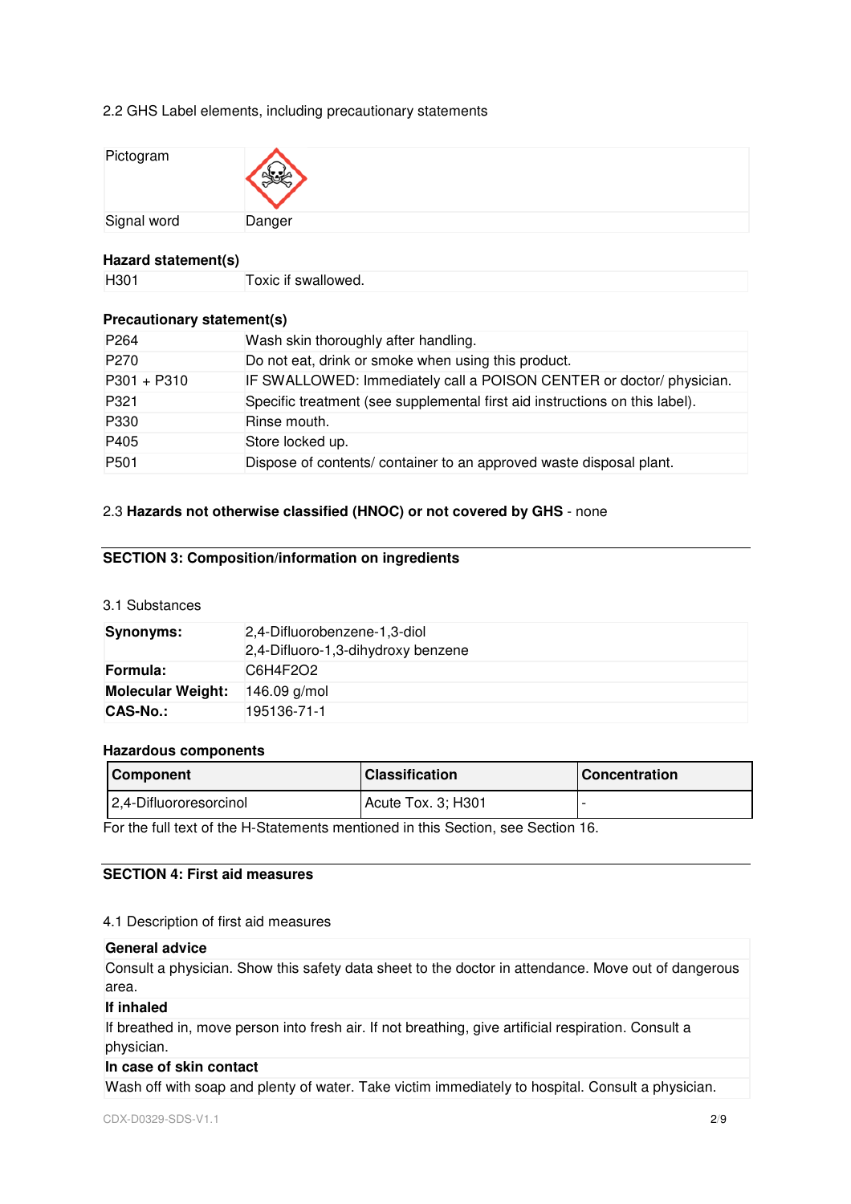2.2 GHS Label elements, including precautionary statements

| Pictogram | |
|---|---|
| Signal word | Danger |

**Hazard statement(s)**

| | |
|---|---|
| H301 | Toxic if swallowed. |

**Precautionary statement(s)**

| | |
|---|---|
| P264 | Wash skin thoroughly after handling. |
| P270 | Do not eat, drink or smoke when using this product. |
| P301 + P310 | IF SWALLOWED: Immediately call a POISON CENTER or doctor/ physician. |
| P321 | Specific treatment (see supplemental first aid instructions on this label). |
| P330 | Rinse mouth. |
| P405 | Store locked up. |
| P501 | Dispose of contents/ container to an approved waste disposal plant. |

2.3 **Hazards not otherwise classified (HNOC) or not covered by GHS** - none

## SECTION 3: Composition/information on ingredients

3.1 Substances

| | |
|---|---|
| **Synonyms:** | 2,4-Difluorobenzene-1,3-diol<br>2,4-Difluoro-1,3-dihydroxy benzene |
| **Formula:** | $C_6H_4F_2O_2$ |
| **Molecular Weight:** | 146.09 g/mol |
| **CAS-No.:** | 195136-71-1 |

**Hazardous components**

| Component | Classification | Concentration |
|---|---|---|
| 2,4-Difluororesorcinol | Acute Tox. 3; H301 | - |

For the full text of the H-Statements mentioned in this Section, see Section 16.

## SECTION 4: First aid measures

4.1 Description of first aid measures

**General advice**

Consult a physician. Show this safety data sheet to the doctor in attendance. Move out of dangerous area.

**If inhaled**

If breathed in, move person into fresh air. If not breathing, give artificial respiration. Consult a physician.

**In case of skin contact**

Wash off with soap and plenty of water. Take victim immediately to hospital. Consult a physician.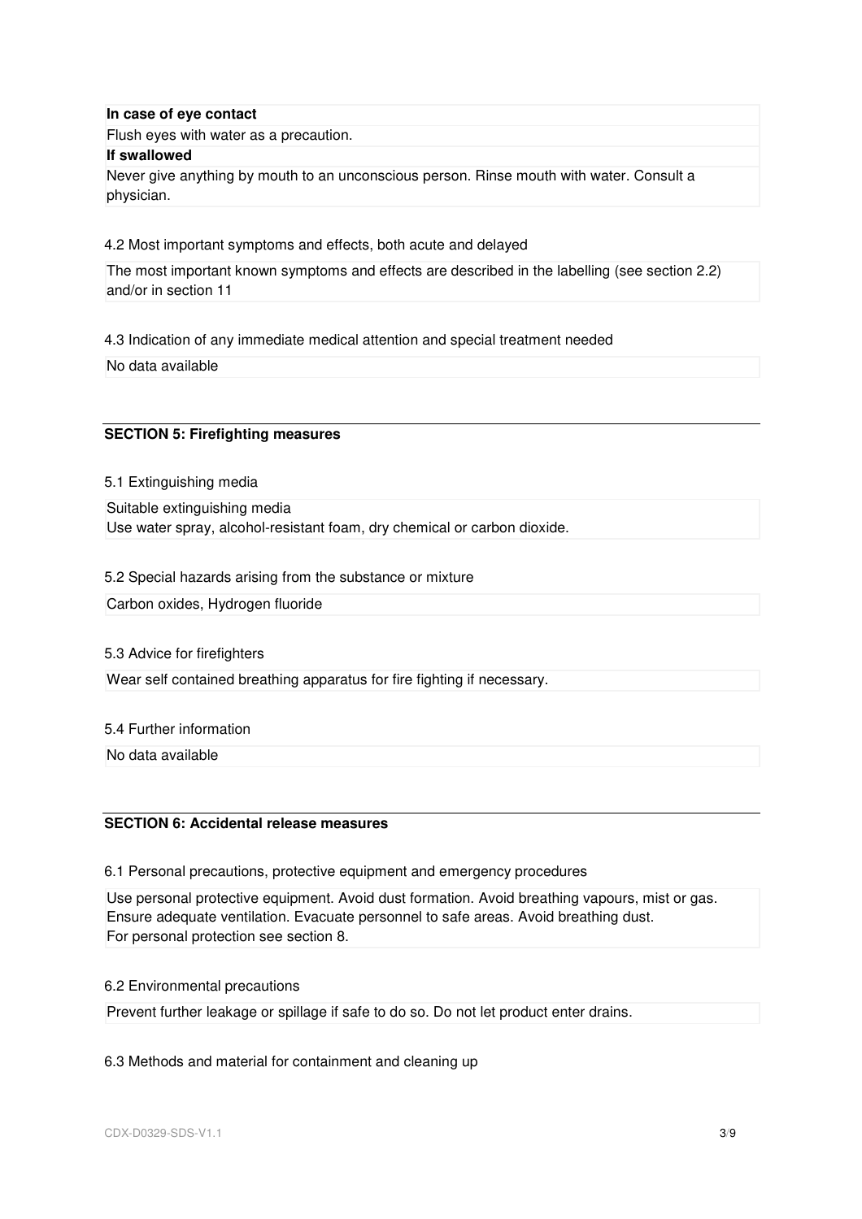**In case of eye contact**

Flush eyes with water as a precaution.

**If swallowed**

Never give anything by mouth to an unconscious person. Rinse mouth with water. Consult a physician.

4.2 Most important symptoms and effects, both acute and delayed

The most important known symptoms and effects are described in the labelling (see section 2.2) and/or in section 11

4.3 Indication of any immediate medical attention and special treatment needed

No data available

## SECTION 5: Firefighting measures

5.1 Extinguishing media

Suitable extinguishing media
Use water spray, alcohol-resistant foam, dry chemical or carbon dioxide.

5.2 Special hazards arising from the substance or mixture

Carbon oxides, Hydrogen fluoride

5.3 Advice for firefighters

Wear self contained breathing apparatus for fire fighting if necessary.

5.4 Further information

No data available

## SECTION 6: Accidental release measures

6.1 Personal precautions, protective equipment and emergency procedures

Use personal protective equipment. Avoid dust formation. Avoid breathing vapours, mist or gas. Ensure adequate ventilation. Evacuate personnel to safe areas. Avoid breathing dust.
For personal protection see section 8.

6.2 Environmental precautions

Prevent further leakage or spillage if safe to do so. Do not let product enter drains.

6.3 Methods and material for containment and cleaning up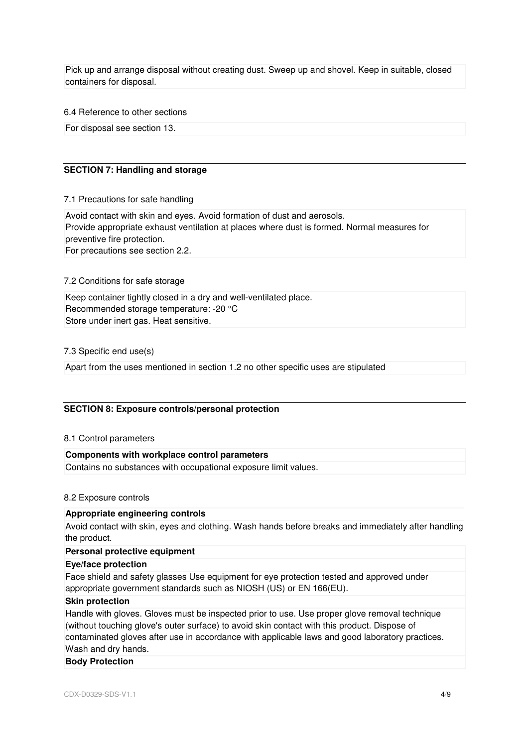Pick up and arrange disposal without creating dust. Sweep up and shovel. Keep in suitable, closed containers for disposal.

6.4 Reference to other sections

For disposal see section 13.

## SECTION 7: Handling and storage

7.1 Precautions for safe handling

Avoid contact with skin and eyes. Avoid formation of dust and aerosols.
Provide appropriate exhaust ventilation at places where dust is formed. Normal measures for preventive fire protection.
For precautions see section 2.2.

7.2 Conditions for safe storage

Keep container tightly closed in a dry and well-ventilated place.
Recommended storage temperature: -20 °C
Store under inert gas. Heat sensitive.

7.3 Specific end use(s)

Apart from the uses mentioned in section 1.2 no other specific uses are stipulated

## SECTION 8: Exposure controls/personal protection

8.1 Control parameters

**Components with workplace control parameters**

Contains no substances with occupational exposure limit values.

8.2 Exposure controls

**Appropriate engineering controls**

Avoid contact with skin, eyes and clothing. Wash hands before breaks and immediately after handling the product.

**Personal protective equipment**

**Eye/face protection**

Face shield and safety glasses Use equipment for eye protection tested and approved under appropriate government standards such as NIOSH (US) or EN 166(EU).

**Skin protection**

Handle with gloves. Gloves must be inspected prior to use. Use proper glove removal technique (without touching glove's outer surface) to avoid skin contact with this product. Dispose of contaminated gloves after use in accordance with applicable laws and good laboratory practices. Wash and dry hands.

**Body Protection**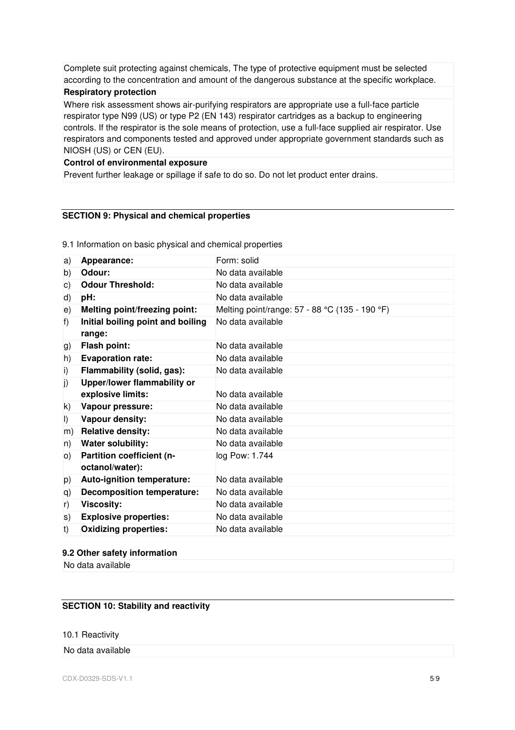Complete suit protecting against chemicals, The type of protective equipment must be selected according to the concentration and amount of the dangerous substance at the specific workplace.

**Respiratory protection**

Where risk assessment shows air-purifying respirators are appropriate use a full-face particle respirator type N99 (US) or type P2 (EN 143) respirator cartridges as a backup to engineering controls. If the respirator is the sole means of protection, use a full-face supplied air respirator. Use respirators and components tested and approved under appropriate government standards such as NIOSH (US) or CEN (EU).

**Control of environmental exposure**

Prevent further leakage or spillage if safe to do so. Do not let product enter drains.

## SECTION 9: Physical and chemical properties

9.1 Information on basic physical and chemical properties

| | | |
|---|---|---|
| a) | **Appearance:** | Form: solid |
| b) | **Odour:** | No data available |
| c) | **Odour Threshold:** | No data available |
| d) | **pH:** | No data available |
| e) | **Melting point/freezing point:** | Melting point/range: 57 - 88 °C (135 - 190 °F) |
| f) | **Initial boiling point and boiling range:** | No data available |
| g) | **Flash point:** | No data available |
| h) | **Evaporation rate:** | No data available |
| i) | **Flammability (solid, gas):** | No data available |
| j) | **Upper/lower flammability or explosive limits:** | No data available |
| k) | **Vapour pressure:** | No data available |
| l) | **Vapour density:** | No data available |
| m) | **Relative density:** | No data available |
| n) | **Water solubility:** | No data available |
| o) | **Partition coefficient (n-octanol/water):** | log Pow: 1.744 |
| p) | **Auto-ignition temperature:** | No data available |
| q) | **Decomposition temperature:** | No data available |
| r) | **Viscosity:** | No data available |
| s) | **Explosive properties:** | No data available |
| t) | **Oxidizing properties:** | No data available |

**9.2 Other safety information**

No data available

## SECTION 10: Stability and reactivity

10.1 Reactivity

No data available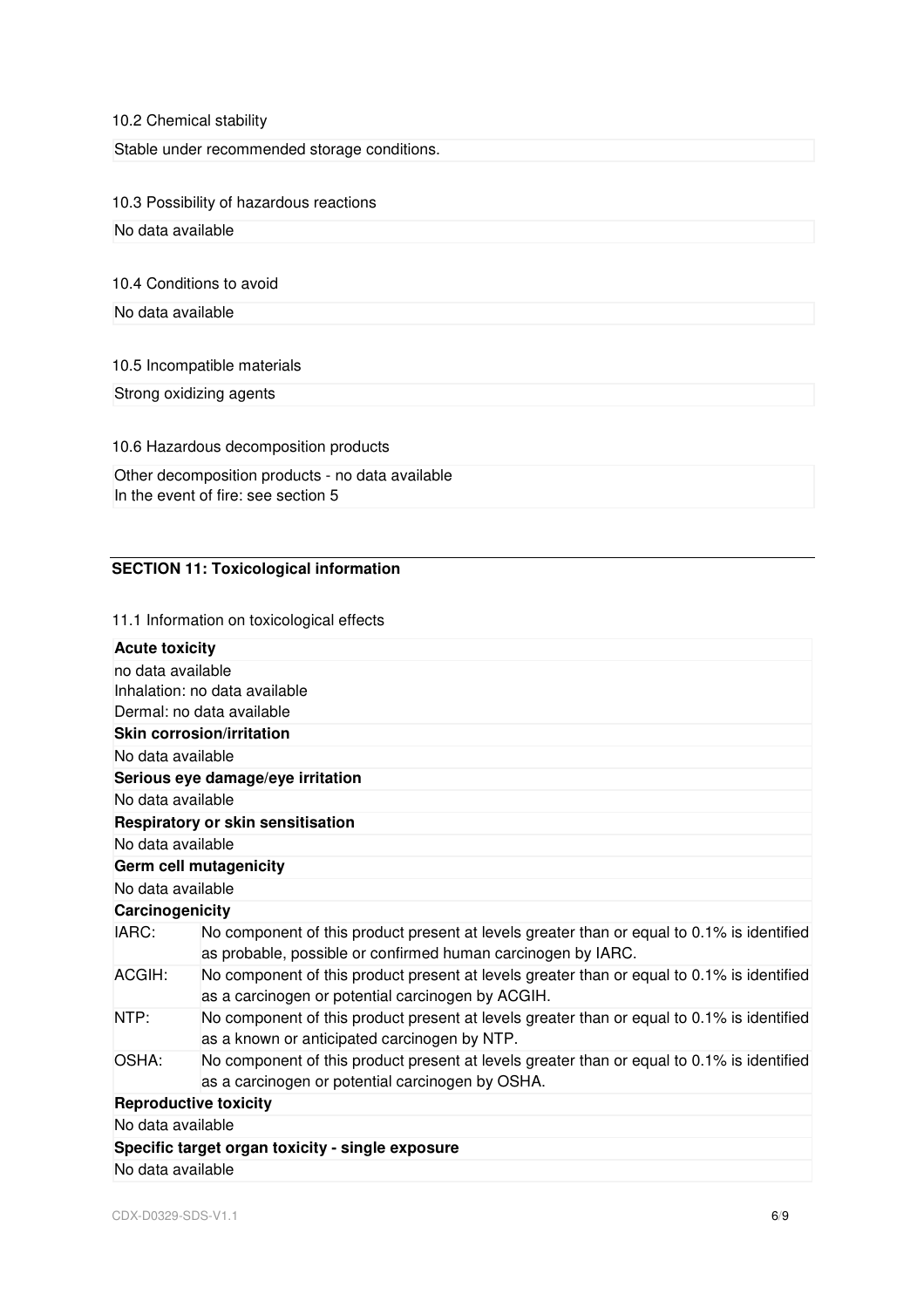10.2 Chemical stability

Stable under recommended storage conditions.

10.3 Possibility of hazardous reactions

No data available

10.4 Conditions to avoid

No data available

10.5 Incompatible materials

Strong oxidizing agents

10.6 Hazardous decomposition products

Other decomposition products - no data available
In the event of fire: see section 5

## SECTION 11: Toxicological information

11.1 Information on toxicological effects

**Acute toxicity**

no data available
Inhalation: no data available
Dermal: no data available

**Skin corrosion/irritation**

No data available

**Serious eye damage/eye irritation**

No data available

**Respiratory or skin sensitisation**

No data available

**Germ cell mutagenicity**

No data available

**Carcinogenicity**

| | |
|---|---|
| IARC: | No component of this product present at levels greater than or equal to 0.1% is identified as probable, possible or confirmed human carcinogen by IARC. |
| ACGIH: | No component of this product present at levels greater than or equal to 0.1% is identified as a carcinogen or potential carcinogen by ACGIH. |
| NTP: | No component of this product present at levels greater than or equal to 0.1% is identified as a known or anticipated carcinogen by NTP. |
| OSHA: | No component of this product present at levels greater than or equal to 0.1% is identified as a carcinogen or potential carcinogen by OSHA. |

**Reproductive toxicity**

No data available

**Specific target organ toxicity - single exposure**

No data available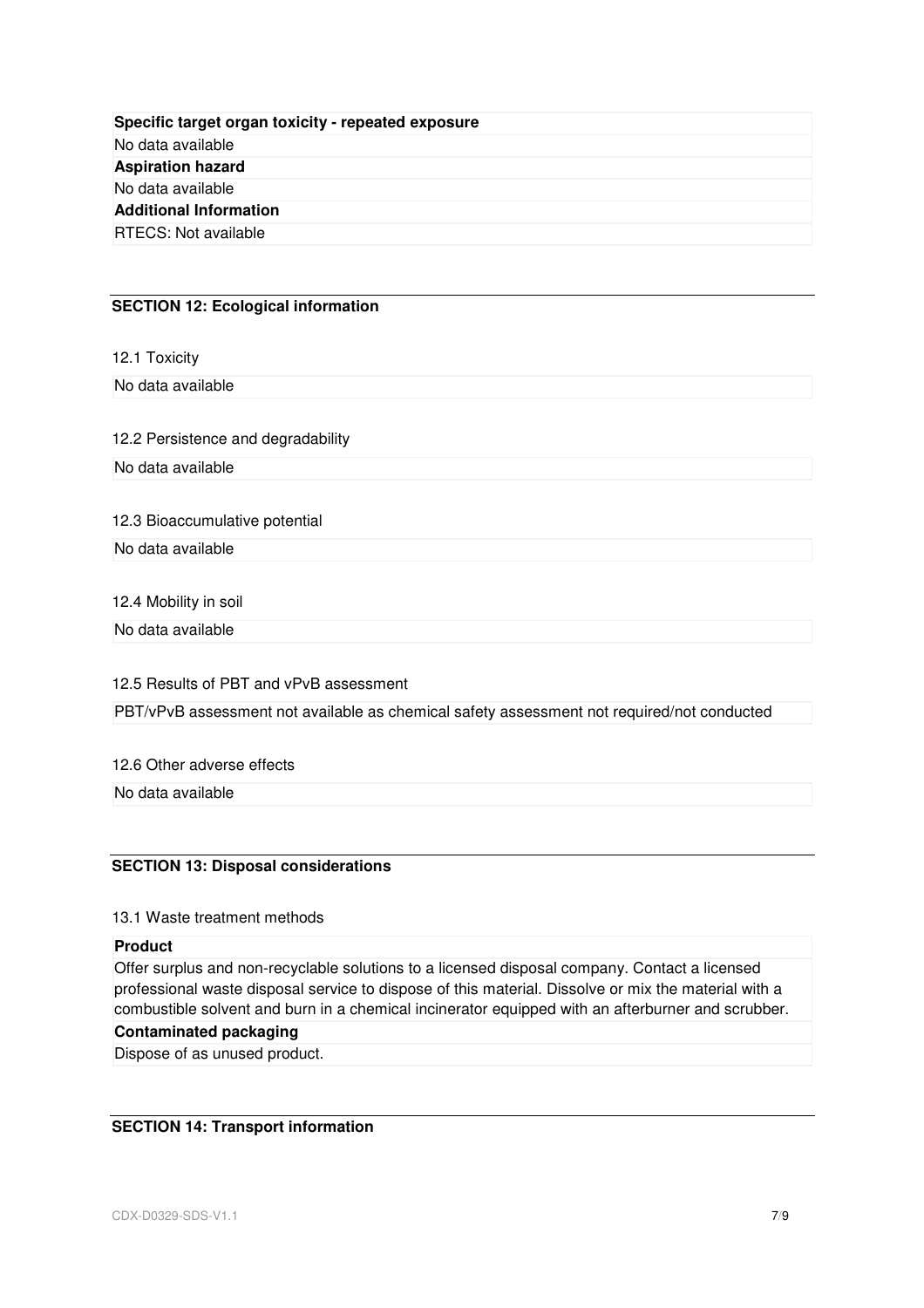**Specific target organ toxicity - repeated exposure**

No data available

**Aspiration hazard**

No data available

**Additional Information**

RTECS: Not available

## SECTION 12: Ecological information

12.1 Toxicity

No data available

12.2 Persistence and degradability

No data available

12.3 Bioaccumulative potential

No data available

12.4 Mobility in soil

No data available

12.5 Results of PBT and vPvB assessment

PBT/vPvB assessment not available as chemical safety assessment not required/not conducted

12.6 Other adverse effects

No data available

## SECTION 13: Disposal considerations

13.1 Waste treatment methods

**Product**

Offer surplus and non-recyclable solutions to a licensed disposal company. Contact a licensed professional waste disposal service to dispose of this material. Dissolve or mix the material with a combustible solvent and burn in a chemical incinerator equipped with an afterburner and scrubber.

**Contaminated packaging**

Dispose of as unused product.

## SECTION 14: Transport information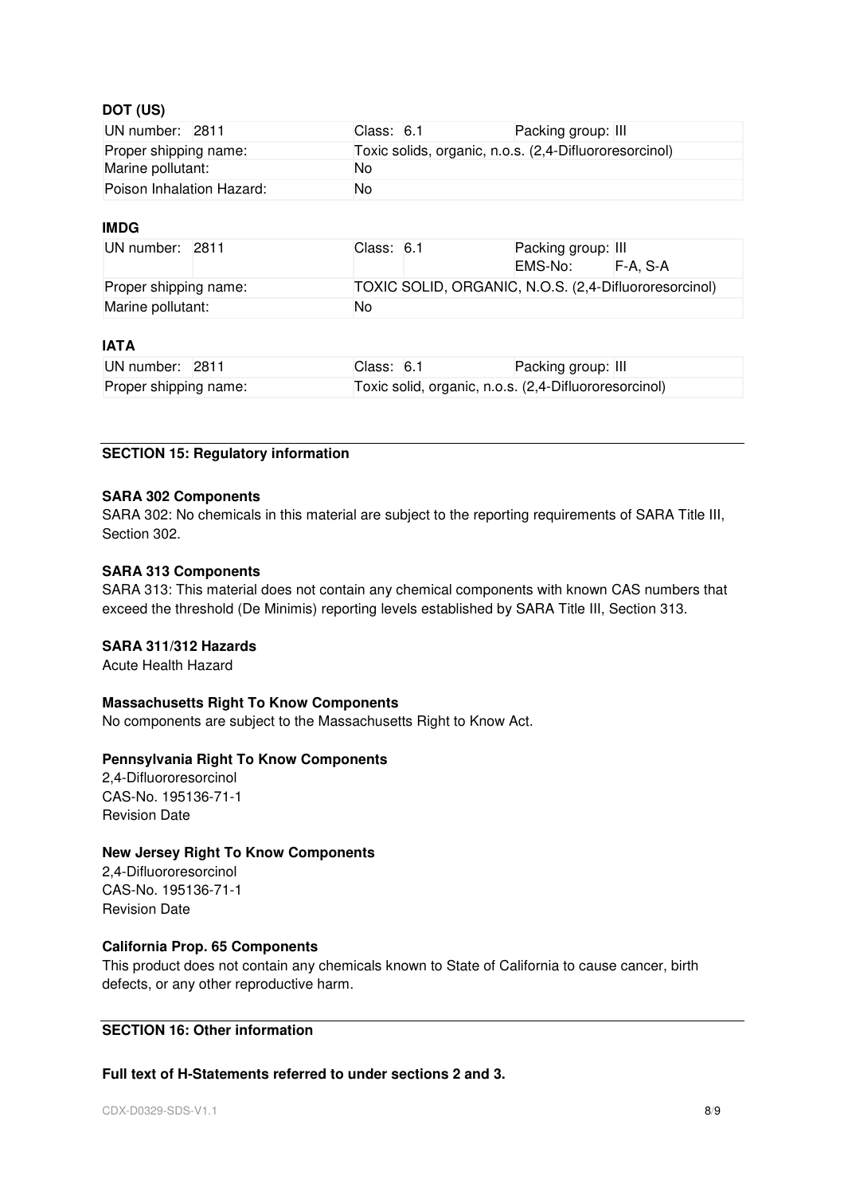**DOT (US)**

| UN number: 2811 | Class: 6.1 | Packing group: III |
|---|---|---|
| Proper shipping name: | Toxic solids, organic, n.o.s. (2,4-Difluororesorcinol) | |
| Marine pollutant: | No | |
| Poison Inhalation Hazard: | No | |

**IMDG**

| UN number: 2811 | Class: 6.1 | Packing group: III<br>EMS-No: F-A, S-A |
|---|---|---|
| Proper shipping name: | TOXIC SOLID, ORGANIC, N.O.S. (2,4-Difluororesorcinol) | |
| Marine pollutant: | No | |

**IATA**

| UN number: 2811 | Class: 6.1 | Packing group: III |
|---|---|---|
| Proper shipping name: | Toxic solid, organic, n.o.s. (2,4-Difluororesorcinol) | |

## SECTION 15: Regulatory information

**SARA 302 Components**

SARA 302: No chemicals in this material are subject to the reporting requirements of SARA Title III, Section 302.

**SARA 313 Components**

SARA 313: This material does not contain any chemical components with known CAS numbers that exceed the threshold (De Minimis) reporting levels established by SARA Title III, Section 313.

**SARA 311/312 Hazards**

Acute Health Hazard

**Massachusetts Right To Know Components**

No components are subject to the Massachusetts Right to Know Act.

**Pennsylvania Right To Know Components**

2,4-Difluororesorcinol
CAS-No. 195136-71-1
Revision Date

**New Jersey Right To Know Components**

2,4-Difluororesorcinol
CAS-No. 195136-71-1
Revision Date

**California Prop. 65 Components**

This product does not contain any chemicals known to State of California to cause cancer, birth defects, or any other reproductive harm.

## SECTION 16: Other information

**Full text of H-Statements referred to under sections 2 and 3.**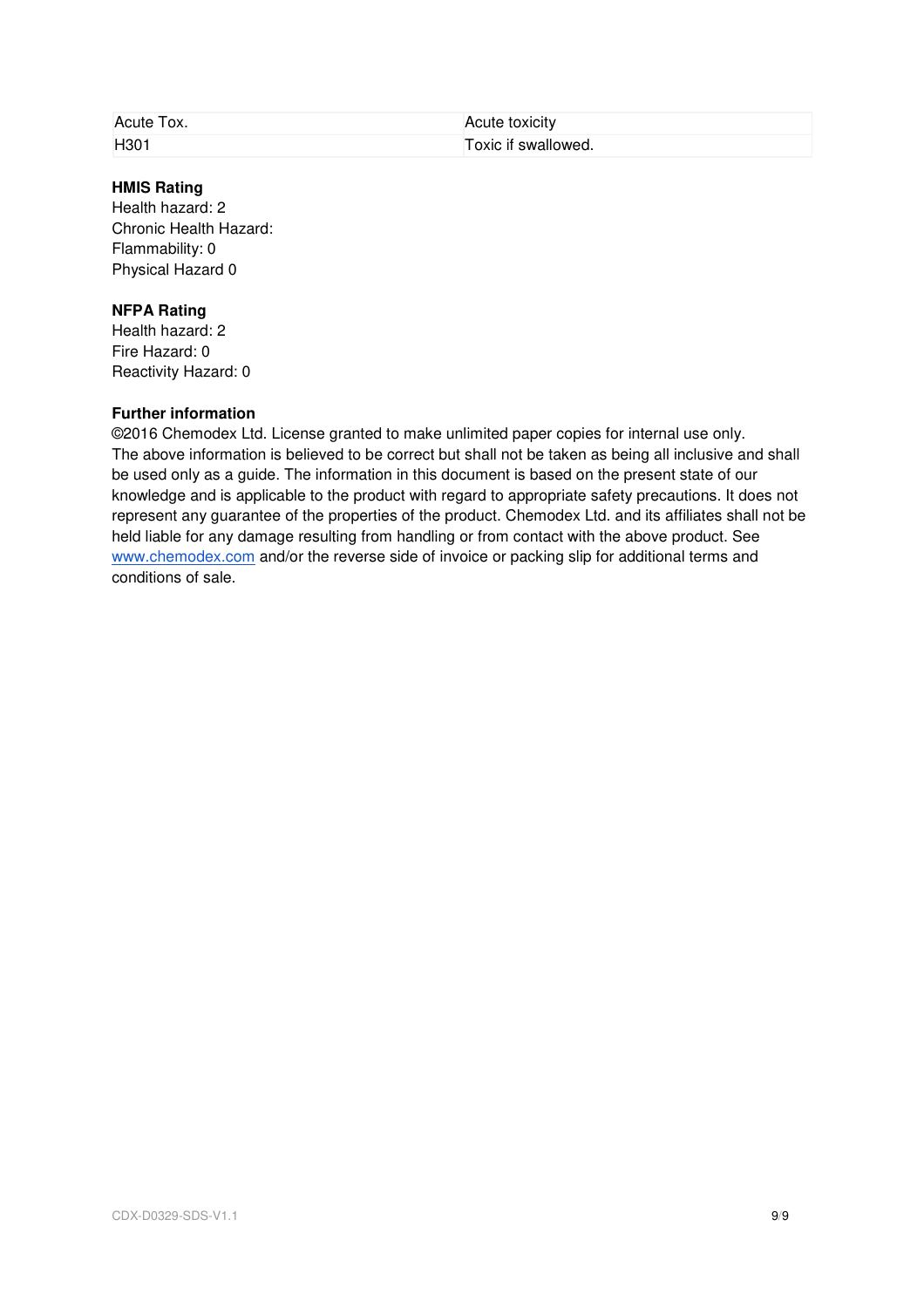| | |
|---|---|
| Acute Tox. | Acute toxicity |
| H301 | Toxic if swallowed. |

**HMIS Rating**

Health hazard: 2
Chronic Health Hazard:
Flammability: 0
Physical Hazard 0

**NFPA Rating**

Health hazard: 2
Fire Hazard: 0
Reactivity Hazard: 0

**Further information**

©2016 Chemodex Ltd. License granted to make unlimited paper copies for internal use only.
The above information is believed to be correct but shall not be taken as being all inclusive and shall be used only as a guide. The information in this document is based on the present state of our knowledge and is applicable to the product with regard to appropriate safety precautions. It does not represent any guarantee of the properties of the product. Chemodex Ltd. and its affiliates shall not be held liable for any damage resulting from handling or from contact with the above product. See www.chemodex.com and/or the reverse side of invoice or packing slip for additional terms and conditions of sale.